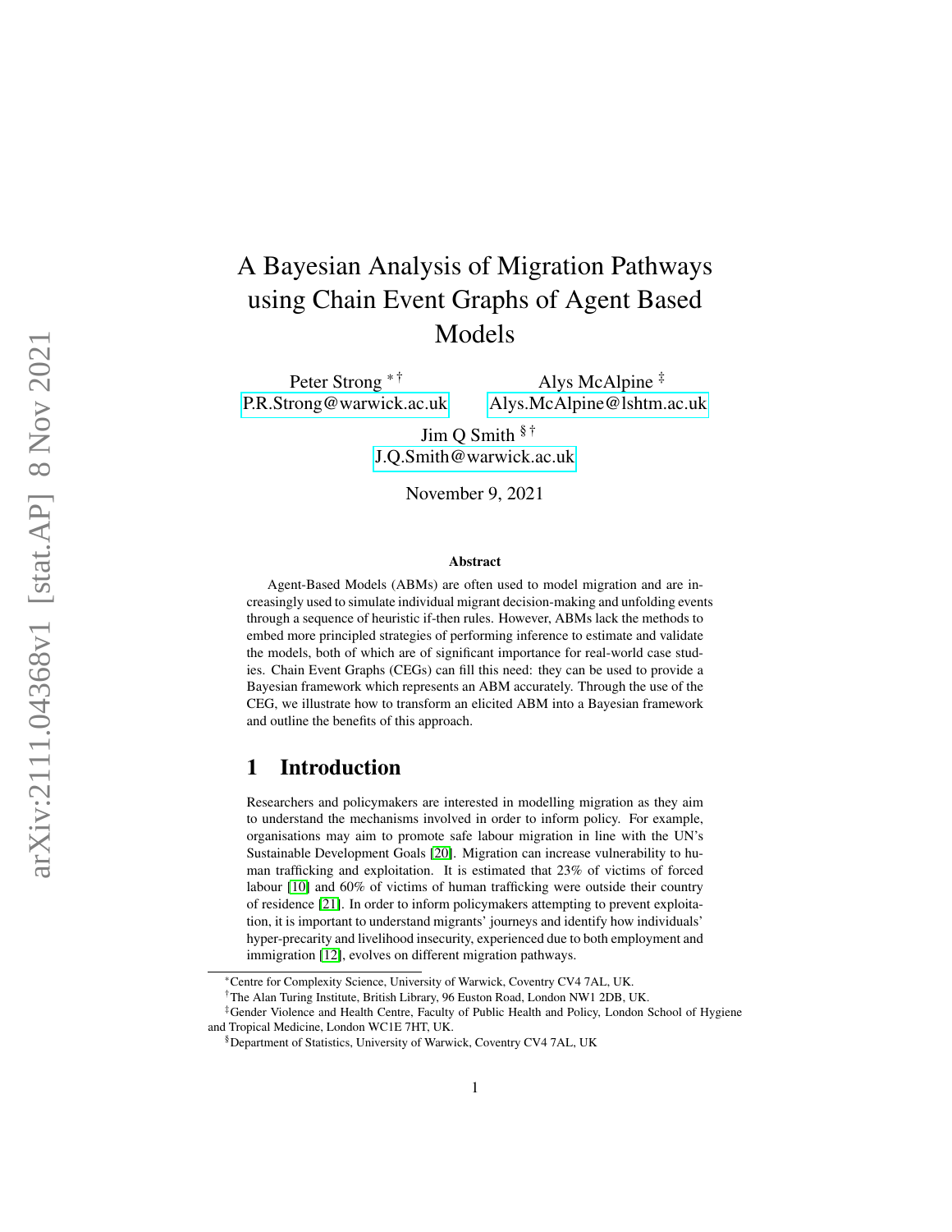# A Bayesian Analysis of Migration Pathways using Chain Event Graphs of Agent Based Models

Peter Strong [*] [†]
P.R.Strong@warwick.ac.uk

Alys McAlpine [‡]
Alys.McAlpine@lshtm.ac.uk

Jim Q Smith [§] [†]
J.Q.Smith@warwick.ac.uk

November 9, 2021

## Abstract

Agent-Based Models (ABMs) are often used to model migration and are increasingly used to simulate individual migrant decision-making and unfolding events through a sequence of heuristic if-then rules. However, ABMs lack the methods to embed more principled strategies of performing inference to estimate and validate the models, both of which are of significant importance for real-world case studies. Chain Event Graphs (CEGs) can fill this need: they can be used to provide a Bayesian framework which represents an ABM accurately. Through the use of the CEG, we illustrate how to transform an elicited ABM into a Bayesian framework and outline the benefits of this approach.

## 1 Introduction

Researchers and policymakers are interested in modelling migration as they aim to understand the mechanisms involved in order to inform policy. For example, organisations may aim to promote safe labour migration in line with the UN's Sustainable Development Goals [20]. Migration can increase vulnerability to human trafficking and exploitation. It is estimated that 23% of victims of forced labour [10] and 60% of victims of human trafficking were outside their country of residence [21]. In order to inform policymakers attempting to prevent exploitation, it is important to understand migrants' journeys and identify how individuals' hyper-precarity and livelihood insecurity, experienced due to both employment and immigration [12], evolves on different migration pathways.

---

[*] Centre for Complexity Science, University of Warwick, Coventry CV4 7AL, UK.

[†] The Alan Turing Institute, British Library, 96 Euston Road, London NW1 2DB, UK.

[‡] Gender Violence and Health Centre, Faculty of Public Health and Policy, London School of Hygiene and Tropical Medicine, London WC1E 7HT, UK.

[§] Department of Statistics, University of Warwick, Coventry CV4 7AL, UK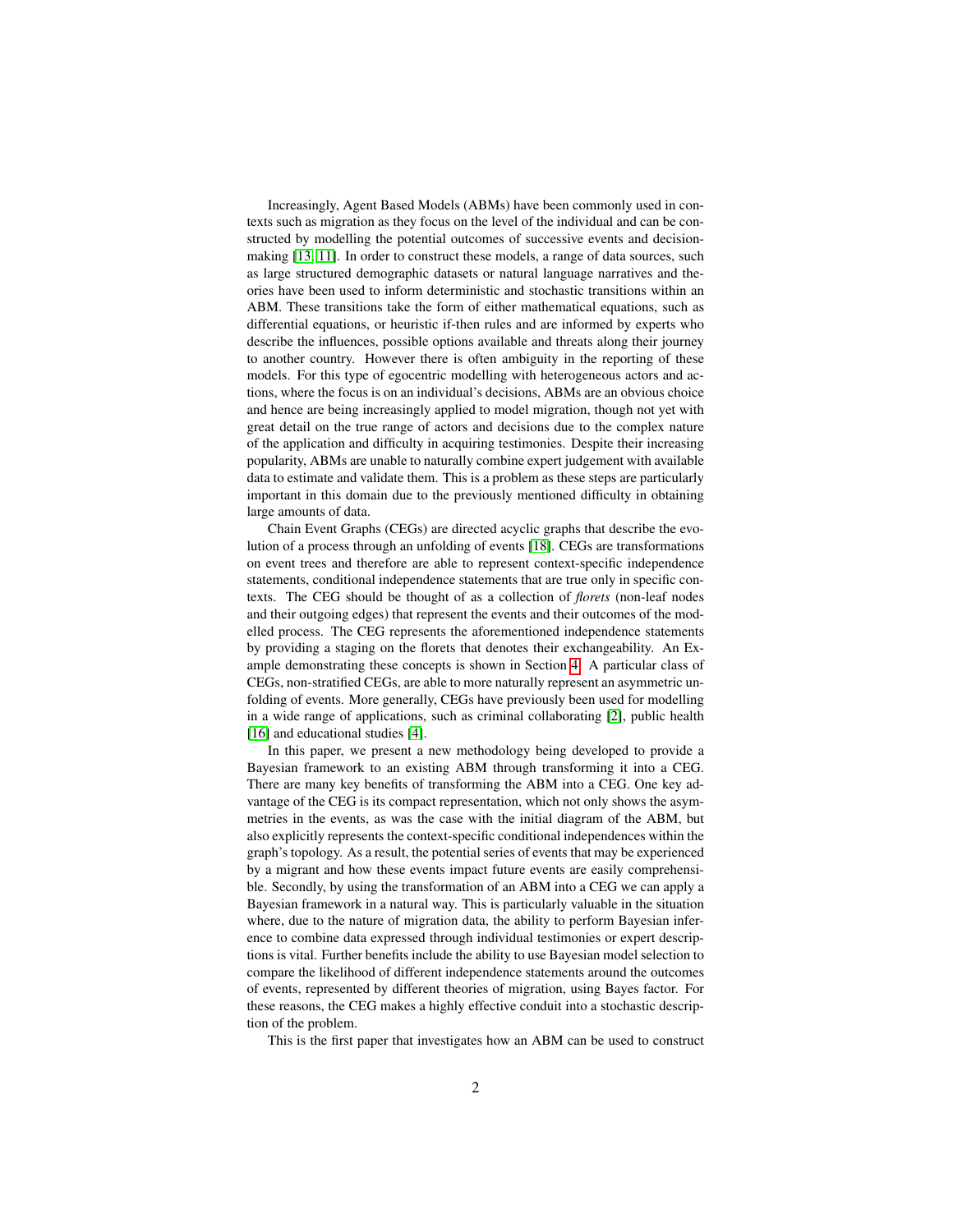Increasingly, Agent Based Models (ABMs) have been commonly used in contexts such as migration as they focus on the level of the individual and can be constructed by modelling the potential outcomes of successive events and decision-making [13, 11]. In order to construct these models, a range of data sources, such as large structured demographic datasets or natural language narratives and theories have been used to inform deterministic and stochastic transitions within an ABM. These transitions take the form of either mathematical equations, such as differential equations, or heuristic if-then rules and are informed by experts who describe the influences, possible options available and threats along their journey to another country. However there is often ambiguity in the reporting of these models. For this type of egocentric modelling with heterogeneous actors and actions, where the focus is on an individual's decisions, ABMs are an obvious choice and hence are being increasingly applied to model migration, though not yet with great detail on the true range of actors and decisions due to the complex nature of the application and difficulty in acquiring testimonies. Despite their increasing popularity, ABMs are unable to naturally combine expert judgement with available data to estimate and validate them. This is a problem as these steps are particularly important in this domain due to the previously mentioned difficulty in obtaining large amounts of data.

Chain Event Graphs (CEGs) are directed acyclic graphs that describe the evolution of a process through an unfolding of events [18]. CEGs are transformations on event trees and therefore are able to represent context-specific independence statements, conditional independence statements that are true only in specific contexts. The CEG should be thought of as a collection of *florets* (non-leaf nodes and their outgoing edges) that represent the events and their outcomes of the modelled process. The CEG represents the aforementioned independence statements by providing a staging on the florets that denotes their exchangeability. An Example demonstrating these concepts is shown in Section 4. A particular class of CEGs, non-stratified CEGs, are able to more naturally represent an asymmetric unfolding of events. More generally, CEGs have previously been used for modelling in a wide range of applications, such as criminal collaborating [2], public health [16] and educational studies [4].

In this paper, we present a new methodology being developed to provide a Bayesian framework to an existing ABM through transforming it into a CEG. There are many key benefits of transforming the ABM into a CEG. One key advantage of the CEG is its compact representation, which not only shows the asymmetries in the events, as was the case with the initial diagram of the ABM, but also explicitly represents the context-specific conditional independences within the graph's topology. As a result, the potential series of events that may be experienced by a migrant and how these events impact future events are easily comprehensible. Secondly, by using the transformation of an ABM into a CEG we can apply a Bayesian framework in a natural way. This is particularly valuable in the situation where, due to the nature of migration data, the ability to perform Bayesian inference to combine data expressed through individual testimonies or expert descriptions is vital. Further benefits include the ability to use Bayesian model selection to compare the likelihood of different independence statements around the outcomes of events, represented by different theories of migration, using Bayes factor. For these reasons, the CEG makes a highly effective conduit into a stochastic description of the problem.

This is the first paper that investigates how an ABM can be used to construct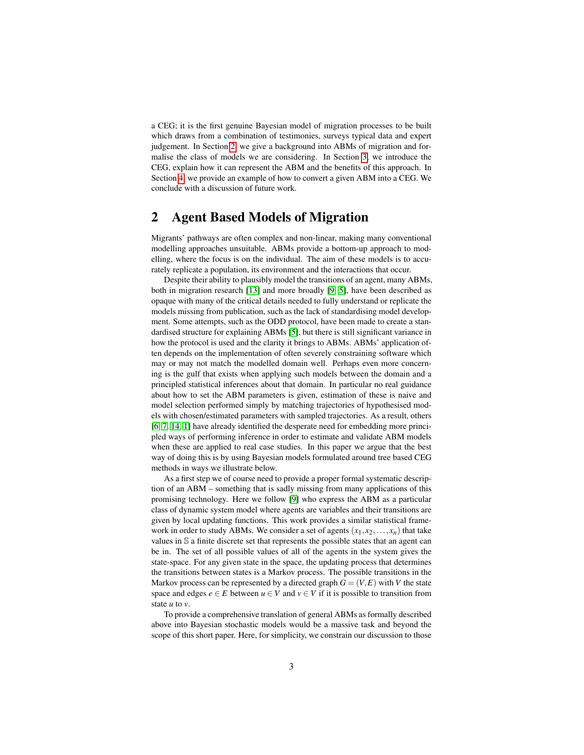a CEG; it is the first genuine Bayesian model of migration processes to be built which draws from a combination of testimonies, surveys typical data and expert judgement. In Section 2 we give a background into ABMs of migration and formalise the class of models we are considering. In Section 3, we introduce the CEG, explain how it can represent the ABM and the benefits of this approach. In Section 4 we provide an example of how to convert a given ABM into a CEG. We conclude with a discussion of future work.

## 2 Agent Based Models of Migration

Migrants' pathways are often complex and non-linear, making many conventional modelling approaches unsuitable. ABMs provide a bottom-up approach to modelling, where the focus is on the individual. The aim of these models is to accurately replicate a population, its environment and the interactions that occur.

Despite their ability to plausibly model the transitions of an agent, many ABMs, both in migration research [13] and more broadly [9, 5], have been described as opaque with many of the critical details needed to fully understand or replicate the models missing from publication, such as the lack of standardising model development. Some attempts, such as the ODD protocol, have been made to create a standardised structure for explaining ABMs [5], but there is still significant variance in how the protocol is used and the clarity it brings to ABMs. ABMs' application often depends on the implementation of often severely constraining software which may or may not match the modelled domain well. Perhaps even more concerning is the gulf that exists when applying such models between the domain and a principled statistical inferences about that domain. In particular no real guidance about how to set the ABM parameters is given, estimation of these is naive and model selection performed simply by matching trajectories of hypothesised models with chosen/estimated parameters with sampled trajectories. As a result, others [6, 7, 14, 1] have already identified the desperate need for embedding more principled ways of performing inference in order to estimate and validate ABM models when these are applied to real case studies. In this paper we argue that the best way of doing this is by using Bayesian models formulated around tree based CEG methods in ways we illustrate below.

As a first step we of course need to provide a proper formal systematic description of an ABM – something that is sadly missing from many applications of this promising technology. Here we follow [9] who express the ABM as a particular class of dynamic system model where agents are variables and their transitions are given by local updating functions. This work provides a similar statistical framework in order to study ABMs. We consider a set of agents $(x_1, x_2, \ldots, x_n)$ that take values in $\mathbb{S}$ a finite discrete set that represents the possible states that an agent can be in. The set of all possible values of all of the agents in the system gives the state-space. For any given state in the space, the updating process that determines the transitions between states is a Markov process. The possible transitions in the Markov process can be represented by a directed graph $G = (V, E)$ with $V$ the state space and edges $e \in E$ between $u \in V$ and $v \in V$ if it is possible to transition from state $u$ to $v$.

To provide a comprehensive translation of general ABMs as formally described above into Bayesian stochastic models would be a massive task and beyond the scope of this short paper. Here, for simplicity, we constrain our discussion to those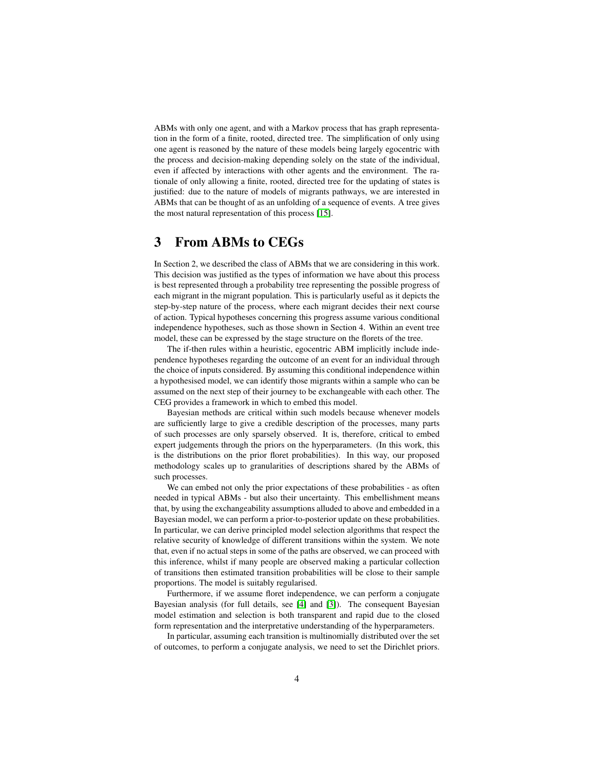ABMs with only one agent, and with a Markov process that has graph representation in the form of a finite, rooted, directed tree. The simplification of only using one agent is reasoned by the nature of these models being largely egocentric with the process and decision-making depending solely on the state of the individual, even if affected by interactions with other agents and the environment. The rationale of only allowing a finite, rooted, directed tree for the updating of states is justified: due to the nature of models of migrants pathways, we are interested in ABMs that can be thought of as an unfolding of a sequence of events. A tree gives the most natural representation of this process [15].

# 3 From ABMs to CEGs

In Section 2, we described the class of ABMs that we are considering in this work. This decision was justified as the types of information we have about this process is best represented through a probability tree representing the possible progress of each migrant in the migrant population. This is particularly useful as it depicts the step-by-step nature of the process, where each migrant decides their next course of action. Typical hypotheses concerning this progress assume various conditional independence hypotheses, such as those shown in Section 4. Within an event tree model, these can be expressed by the stage structure on the florets of the tree.

The if-then rules within a heuristic, egocentric ABM implicitly include independence hypotheses regarding the outcome of an event for an individual through the choice of inputs considered. By assuming this conditional independence within a hypothesised model, we can identify those migrants within a sample who can be assumed on the next step of their journey to be exchangeable with each other. The CEG provides a framework in which to embed this model.

Bayesian methods are critical within such models because whenever models are sufficiently large to give a credible description of the processes, many parts of such processes are only sparsely observed. It is, therefore, critical to embed expert judgements through the priors on the hyperparameters. (In this work, this is the distributions on the prior floret probabilities). In this way, our proposed methodology scales up to granularities of descriptions shared by the ABMs of such processes.

We can embed not only the prior expectations of these probabilities - as often needed in typical ABMs - but also their uncertainty. This embellishment means that, by using the exchangeability assumptions alluded to above and embedded in a Bayesian model, we can perform a prior-to-posterior update on these probabilities. In particular, we can derive principled model selection algorithms that respect the relative security of knowledge of different transitions within the system. We note that, even if no actual steps in some of the paths are observed, we can proceed with this inference, whilst if many people are observed making a particular collection of transitions then estimated transition probabilities will be close to their sample proportions. The model is suitably regularised.

Furthermore, if we assume floret independence, we can perform a conjugate Bayesian analysis (for full details, see [4] and [3]). The consequent Bayesian model estimation and selection is both transparent and rapid due to the closed form representation and the interpretative understanding of the hyperparameters.

In particular, assuming each transition is multinomially distributed over the set of outcomes, to perform a conjugate analysis, we need to set the Dirichlet priors.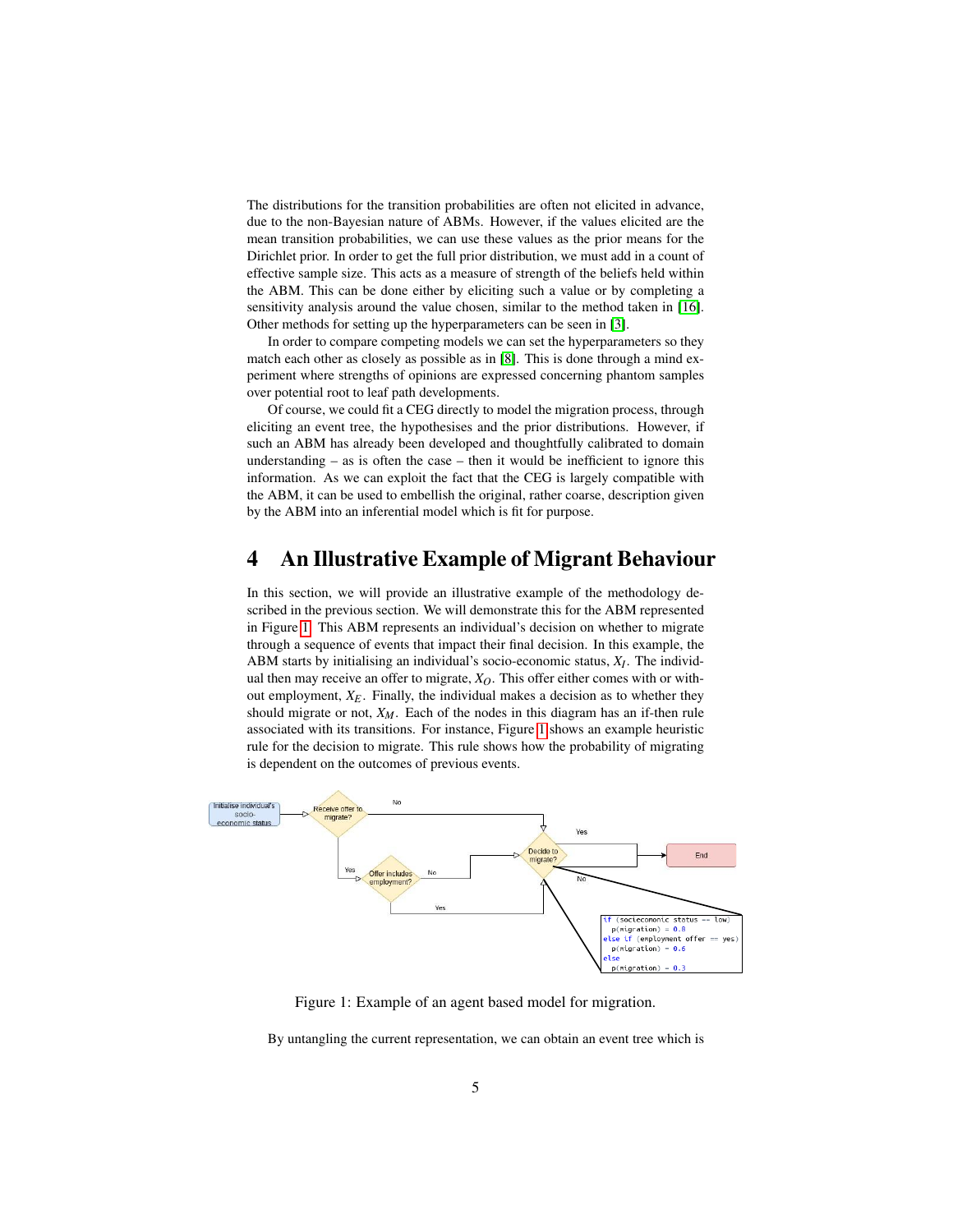The distributions for the transition probabilities are often not elicited in advance, due to the non-Bayesian nature of ABMs. However, if the values elicited are the mean transition probabilities, we can use these values as the prior means for the Dirichlet prior. In order to get the full prior distribution, we must add in a count of effective sample size. This acts as a measure of strength of the beliefs held within the ABM. This can be done either by eliciting such a value or by completing a sensitivity analysis around the value chosen, similar to the method taken in [16]. Other methods for setting up the hyperparameters can be seen in [3].

In order to compare competing models we can set the hyperparameters so they match each other as closely as possible as in [8]. This is done through a mind experiment where strengths of opinions are expressed concerning phantom samples over potential root to leaf path developments.

Of course, we could fit a CEG directly to model the migration process, through eliciting an event tree, the hypothesises and the prior distributions. However, if such an ABM has already been developed and thoughtfully calibrated to domain understanding – as is often the case – then it would be inefficient to ignore this information. As we can exploit the fact that the CEG is largely compatible with the ABM, it can be used to embellish the original, rather coarse, description given by the ABM into an inferential model which is fit for purpose.

## 4 An Illustrative Example of Migrant Behaviour

In this section, we will provide an illustrative example of the methodology described in the previous section. We will demonstrate this for the ABM represented in Figure 1. This ABM represents an individual's decision on whether to migrate through a sequence of events that impact their final decision. In this example, the ABM starts by initialising an individual's socio-economic status, $X_I$. The individual then may receive an offer to migrate, $X_O$. This offer either comes with or without employment, $X_E$. Finally, the individual makes a decision as to whether they should migrate or not, $X_M$. Each of the nodes in this diagram has an if-then rule associated with its transitions. For instance, Figure 1 shows an example heuristic rule for the decision to migrate. This rule shows how the probability of migrating is dependent on the outcomes of previous events.

```
if (socioeconomic status == low)
  p(migration) = 0.8
else if (employment offer == yes)
  p(migration) = 0.6
else
  p(migration) = 0.3
```

Figure 1: Example of an agent based model for migration.

By untangling the current representation, we can obtain an event tree which is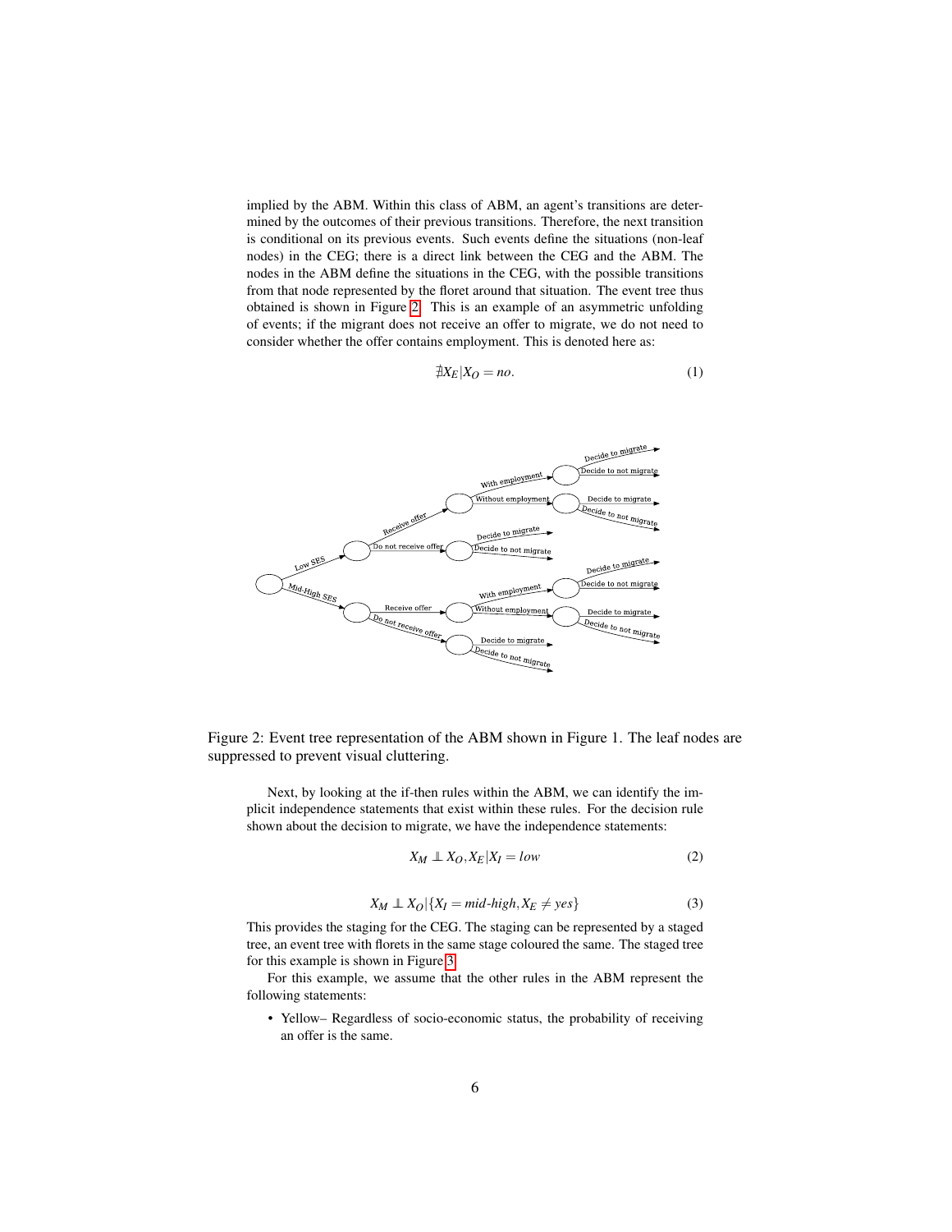implied by the ABM. Within this class of ABM, an agent's transitions are determined by the outcomes of their previous transitions. Therefore, the next transition is conditional on its previous events. Such events define the situations (non-leaf nodes) in the CEG; there is a direct link between the CEG and the ABM. The nodes in the ABM define the situations in the CEG, with the possible transitions from that node represented by the floret around that situation. The event tree thus obtained is shown in Figure 2. This is an example of an asymmetric unfolding of events; if the migrant does not receive an offer to migrate, we do not need to consider whether the offer contains employment. This is denoted here as:

$$\nexists X_E | X_O = no. \tag{1}$$

Figure 2: Event tree representation of the ABM shown in Figure 1. The leaf nodes are suppressed to prevent visual cluttering.

Next, by looking at the if-then rules within the ABM, we can identify the implicit independence statements that exist within these rules. For the decision rule shown about the decision to migrate, we have the independence statements:

$$X_M \perp\!\!\!\perp X_O, X_E | X_I = low \tag{2}$$

$$X_M \perp\!\!\!\perp X_O | \{X_I = \textit{mid-high}, X_E \neq yes\} \tag{3}$$

This provides the staging for the CEG. The staging can be represented by a staged tree, an event tree with florets in the same stage coloured the same. The staged tree for this example is shown in Figure 3.

For this example, we assume that the other rules in the ABM represent the following statements:

- Yellow– Regardless of socio-economic status, the probability of receiving an offer is the same.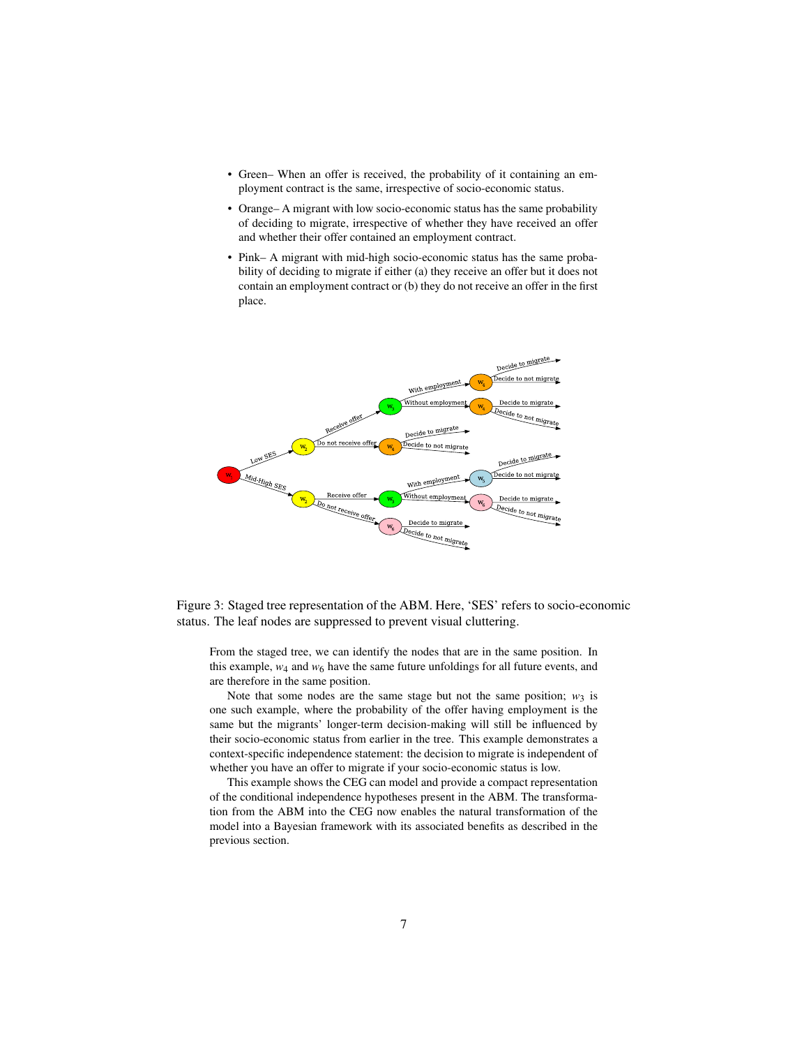- Green– When an offer is received, the probability of it containing an employment contract is the same, irrespective of socio-economic status.
- Orange– A migrant with low socio-economic status has the same probability of deciding to migrate, irrespective of whether they have received an offer and whether their offer contained an employment contract.
- Pink– A migrant with mid-high socio-economic status has the same probability of deciding to migrate if either (a) they receive an offer but it does not contain an employment contract or (b) they do not receive an offer in the first place.

Figure 3: Staged tree representation of the ABM. Here, 'SES' refers to socio-economic status. The leaf nodes are suppressed to prevent visual cluttering.

From the staged tree, we can identify the nodes that are in the same position. In this example, $w_4$ and $w_6$ have the same future unfoldings for all future events, and are therefore in the same position.

Note that some nodes are the same stage but not the same position; $w_3$ is one such example, where the probability of the offer having employment is the same but the migrants' longer-term decision-making will still be influenced by their socio-economic status from earlier in the tree. This example demonstrates a context-specific independence statement: the decision to migrate is independent of whether you have an offer to migrate if your socio-economic status is low.

This example shows the CEG can model and provide a compact representation of the conditional independence hypotheses present in the ABM. The transformation from the ABM into the CEG now enables the natural transformation of the model into a Bayesian framework with its associated benefits as described in the previous section.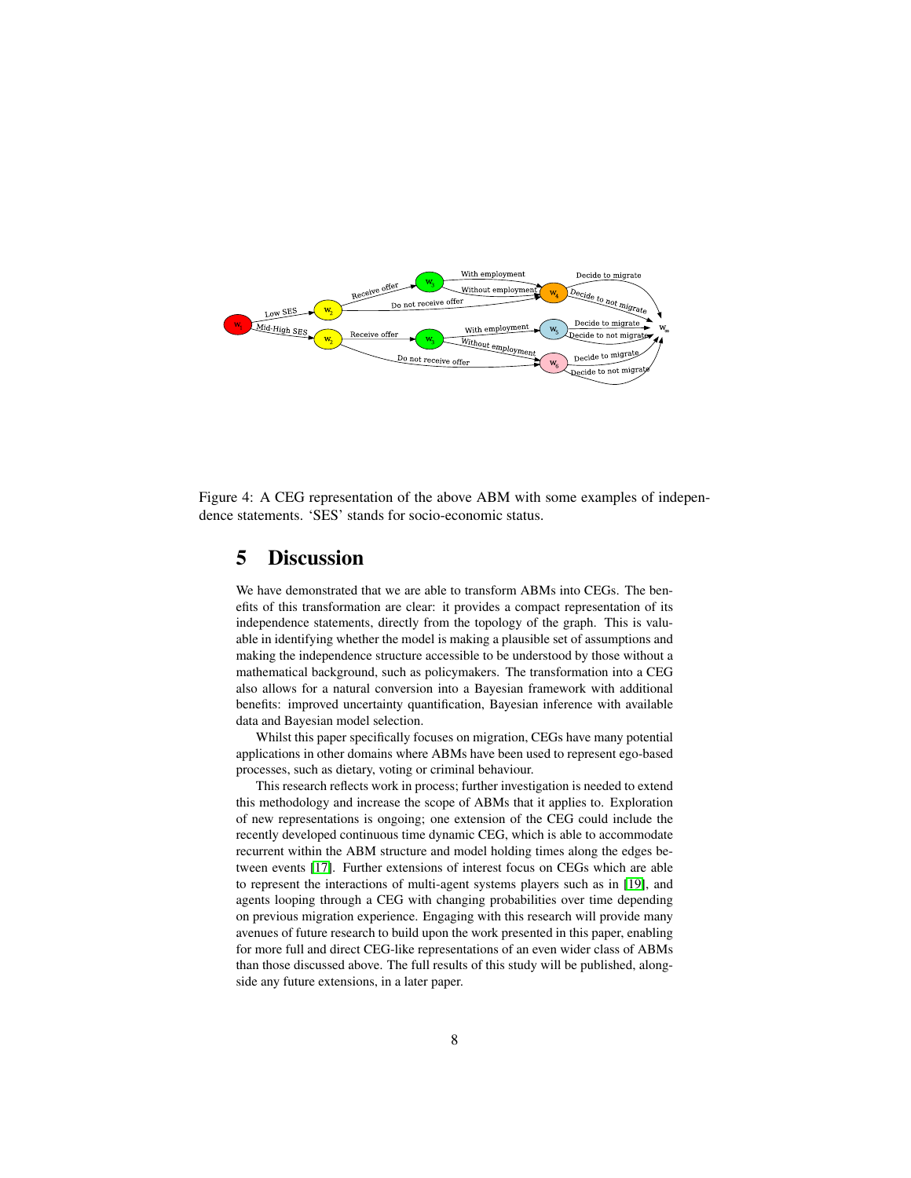Figure 4: A CEG representation of the above ABM with some examples of independence statements. 'SES' stands for socio-economic status.

## 5 Discussion

We have demonstrated that we are able to transform ABMs into CEGs. The benefits of this transformation are clear: it provides a compact representation of its independence statements, directly from the topology of the graph. This is valuable in identifying whether the model is making a plausible set of assumptions and making the independence structure accessible to be understood by those without a mathematical background, such as policymakers. The transformation into a CEG also allows for a natural conversion into a Bayesian framework with additional benefits: improved uncertainty quantification, Bayesian inference with available data and Bayesian model selection.

Whilst this paper specifically focuses on migration, CEGs have many potential applications in other domains where ABMs have been used to represent ego-based processes, such as dietary, voting or criminal behaviour.

This research reflects work in process; further investigation is needed to extend this methodology and increase the scope of ABMs that it applies to. Exploration of new representations is ongoing; one extension of the CEG could include the recently developed continuous time dynamic CEG, which is able to accommodate recurrent within the ABM structure and model holding times along the edges between events [17]. Further extensions of interest focus on CEGs which are able to represent the interactions of multi-agent systems players such as in [19], and agents looping through a CEG with changing probabilities over time depending on previous migration experience. Engaging with this research will provide many avenues of future research to build upon the work presented in this paper, enabling for more full and direct CEG-like representations of an even wider class of ABMs than those discussed above. The full results of this study will be published, alongside any future extensions, in a later paper.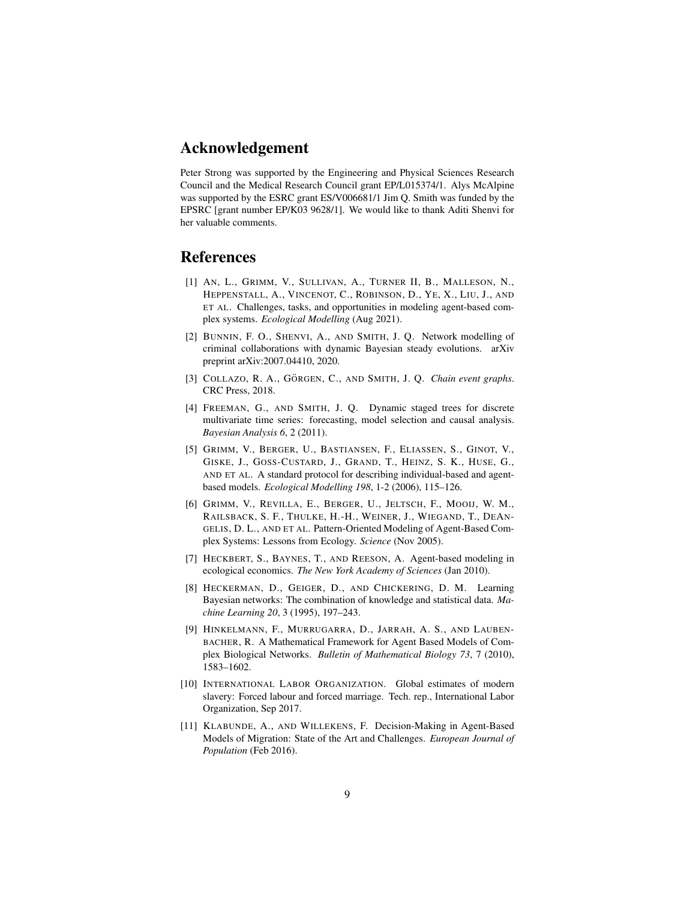## Acknowledgement

Peter Strong was supported by the Engineering and Physical Sciences Research Council and the Medical Research Council grant EP/L015374/1. Alys McAlpine was supported by the ESRC grant ES/V006681/1 Jim Q. Smith was funded by the EPSRC [grant number EP/K03 9628/1]. We would like to thank Aditi Shenvi for her valuable comments.

## References

[1] AN, L., GRIMM, V., SULLIVAN, A., TURNER II, B., MALLESON, N., HEPPENSTALL, A., VINCENOT, C., ROBINSON, D., YE, X., LIU, J., AND ET AL. Challenges, tasks, and opportunities in modeling agent-based complex systems. *Ecological Modelling* (Aug 2021).

[2] BUNNIN, F. O., SHENVI, A., AND SMITH, J. Q. Network modelling of criminal collaborations with dynamic Bayesian steady evolutions. arXiv preprint arXiv:2007.04410, 2020.

[3] COLLAZO, R. A., GÖRGEN, C., AND SMITH, J. Q. *Chain event graphs*. CRC Press, 2018.

[4] FREEMAN, G., AND SMITH, J. Q. Dynamic staged trees for discrete multivariate time series: forecasting, model selection and causal analysis. *Bayesian Analysis 6*, 2 (2011).

[5] GRIMM, V., BERGER, U., BASTIANSEN, F., ELIASSEN, S., GINOT, V., GISKE, J., GOSS-CUSTARD, J., GRAND, T., HEINZ, S. K., HUSE, G., AND ET AL. A standard protocol for describing individual-based and agent-based models. *Ecological Modelling 198*, 1-2 (2006), 115–126.

[6] GRIMM, V., REVILLA, E., BERGER, U., JELTSCH, F., MOOIJ, W. M., RAILSBACK, S. F., THULKE, H.-H., WEINER, J., WIEGAND, T., DEANGELIS, D. L., AND ET AL. Pattern-Oriented Modeling of Agent-Based Complex Systems: Lessons from Ecology. *Science* (Nov 2005).

[7] HECKBERT, S., BAYNES, T., AND REESON, A. Agent-based modeling in ecological economics. *The New York Academy of Sciences* (Jan 2010).

[8] HECKERMAN, D., GEIGER, D., AND CHICKERING, D. M. Learning Bayesian networks: The combination of knowledge and statistical data. *Machine Learning 20*, 3 (1995), 197–243.

[9] HINKELMANN, F., MURRUGARRA, D., JARRAH, A. S., AND LAUBENBACHER, R. A Mathematical Framework for Agent Based Models of Complex Biological Networks. *Bulletin of Mathematical Biology 73*, 7 (2010), 1583–1602.

[10] INTERNATIONAL LABOR ORGANIZATION. Global estimates of modern slavery: Forced labour and forced marriage. Tech. rep., International Labor Organization, Sep 2017.

[11] KLABUNDE, A., AND WILLEKENS, F. Decision-Making in Agent-Based Models of Migration: State of the Art and Challenges. *European Journal of Population* (Feb 2016).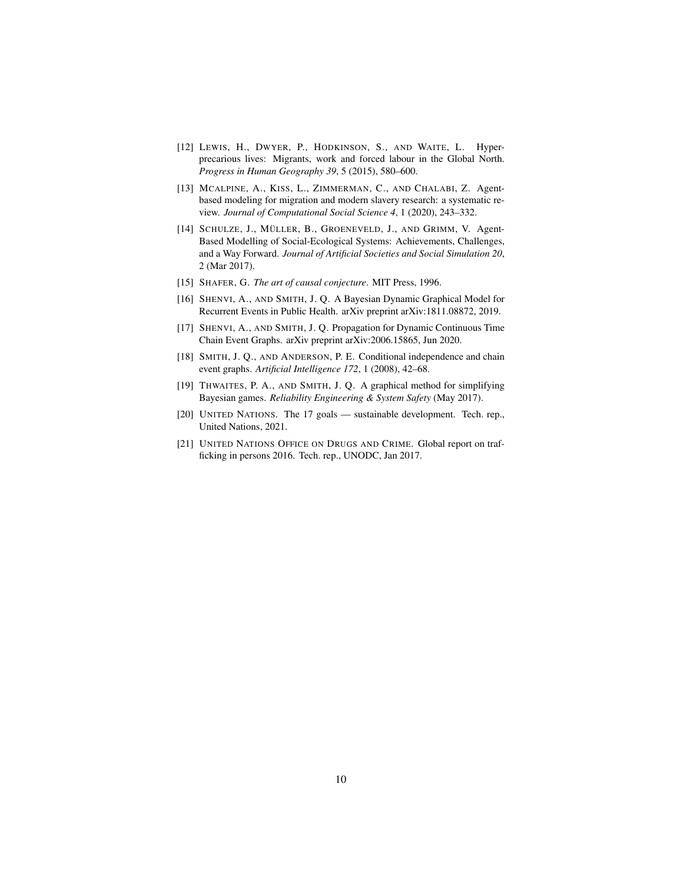[12] Lewis, H., Dwyer, P., Hodkinson, S., and Waite, L. Hyper-precarious lives: Migrants, work and forced labour in the Global North. *Progress in Human Geography 39*, 5 (2015), 580–600.

[13] Mcalpine, A., Kiss, L., Zimmerman, C., and Chalabi, Z. Agent-based modeling for migration and modern slavery research: a systematic review. *Journal of Computational Social Science 4*, 1 (2020), 243–332.

[14] Schulze, J., Müller, B., Groeneveld, J., and Grimm, V. Agent-Based Modelling of Social-Ecological Systems: Achievements, Challenges, and a Way Forward. *Journal of Artificial Societies and Social Simulation 20*, 2 (Mar 2017).

[15] Shafer, G. *The art of causal conjecture*. MIT Press, 1996.

[16] Shenvi, A., and Smith, J. Q. A Bayesian Dynamic Graphical Model for Recurrent Events in Public Health. arXiv preprint arXiv:1811.08872, 2019.

[17] Shenvi, A., and Smith, J. Q. Propagation for Dynamic Continuous Time Chain Event Graphs. arXiv preprint arXiv:2006.15865, Jun 2020.

[18] Smith, J. Q., and Anderson, P. E. Conditional independence and chain event graphs. *Artificial Intelligence 172*, 1 (2008), 42–68.

[19] Thwaites, P. A., and Smith, J. Q. A graphical method for simplifying Bayesian games. *Reliability Engineering & System Safety* (May 2017).

[20] United Nations. The 17 goals — sustainable development. Tech. rep., United Nations, 2021.

[21] United Nations Office on Drugs and Crime. Global report on trafficking in persons 2016. Tech. rep., UNODC, Jan 2017.